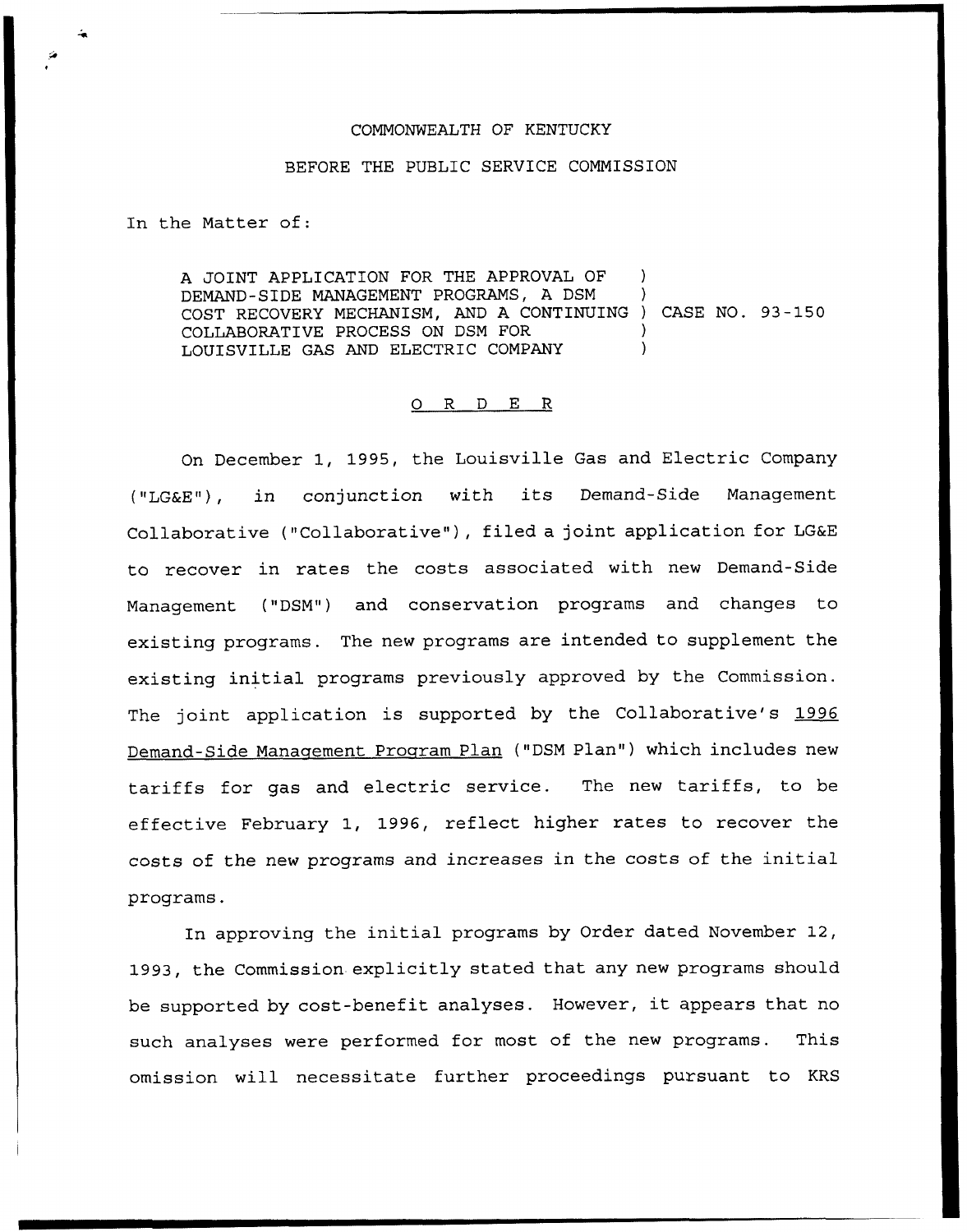COMMONWEALTH OF KENTUCKY

BEFORE THE PUBLIC SERVICE COMMISSION

In the Matter of:

A JOINT APPLICATION FOR THE APPROVAL OF DEMAND-SIDE MANAGEMENT PROGRAMS, A DSM COST RECOVERY MECHANISM, AND A CONTINUING COLLABORATIVE PROCESS ON DSM FOR LOUISVILLE GAS AND ELECTRIC COMPANY ) CASE NO. 93-150

O R D E R

On December 1, 1995, the Louisville Gas and Electric Company ("LG&E"), in conjunction with its Demand-Side Management Collaborative ("Collaborative"), filed a joint application for LG&E to recover in rates the costs associated with new Demand-Side Management ("DSM") and conservation programs and changes to existing programs. The new programs are intended to supplement the existing initial programs previously approved by the Commission. The joint application is supported by the Collaborative's 1996 Demand-Side Management Program Plan ("DSM Plan") which includes new tariffs for gas and electric service. The new tariffs, to be effective February 1, 1996, reflect higher rates to recover the costs of the new programs and increases in the costs of the initial programs.

In approving the initial programs by Order dated November 12, 1993, the Commission explicitly stated that any new programs should be supported by cost-benefit analyses. However, it appears that no such analyses were performed for most of the new programs. This omission will necessitate further proceedings pursuant to KRS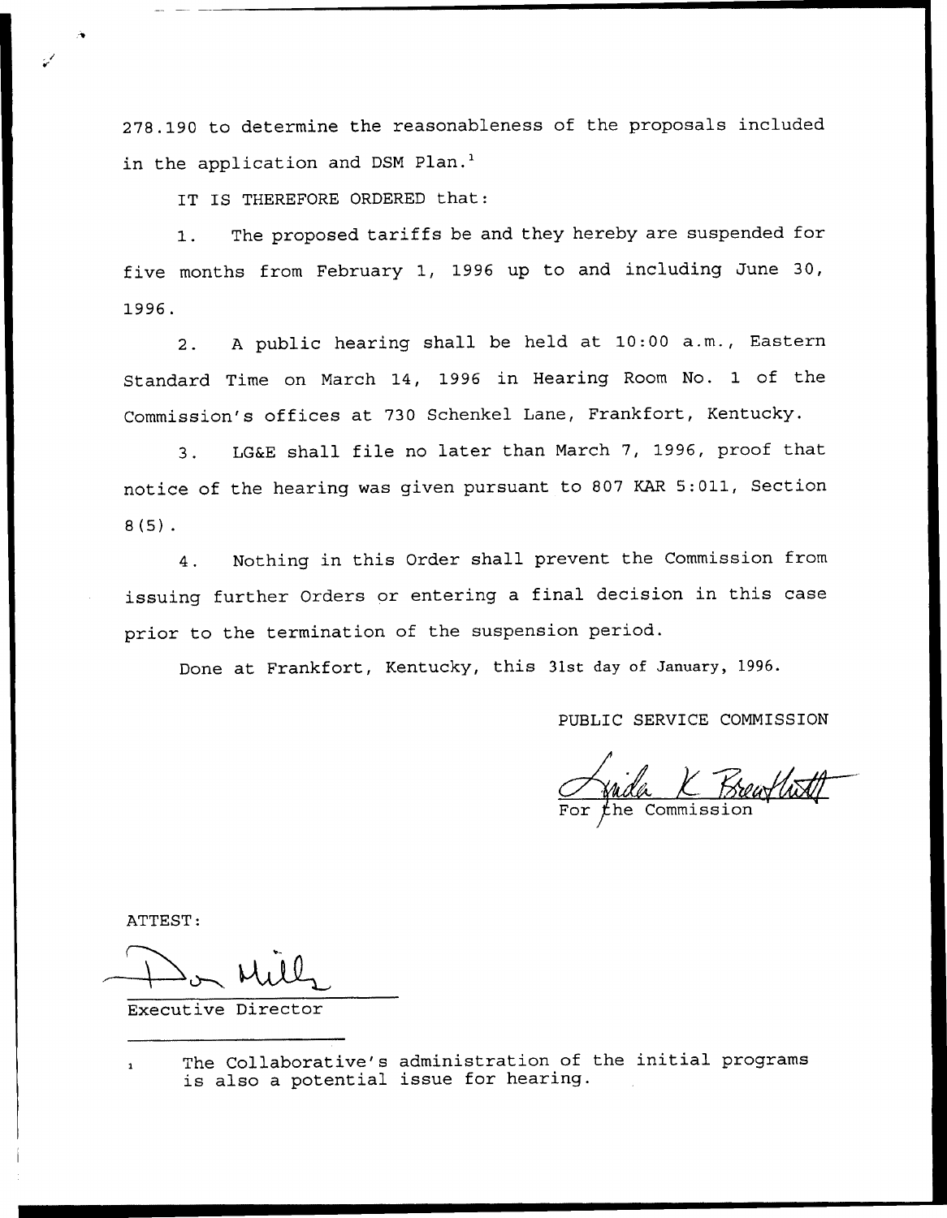278.190 to determine the reasonableness of the proposals included in the application and DSM Plan.[1]

IT IS THEREFORE ORDERED that:

1. The proposed tariffs be and they hereby are suspended for five months from February 1, 1996 up to and including June 30, 1996.

2. A public hearing shall be held at 10:00 a.m., Eastern Standard Time on March 14, 1996 in Hearing Room No. 1 of the Commission's offices at 730 Schenkel Lane, Frankfort, Kentucky.

3. LG&E shall file no later than March 7, 1996, proof that notice of the hearing was given pursuant to 807 KAR 5:011, Section 8(5).

4. Nothing in this Order shall prevent the Commission from issuing further Orders or entering a final decision in this case prior to the termination of the suspension period.

Done at Frankfort, Kentucky, this 31st day of January, 1996.

PUBLIC SERVICE COMMISSION

For the Commission

ATTEST:

Executive Director

---

[1] The Collaborative's administration of the initial programs is also a potential issue for hearing.